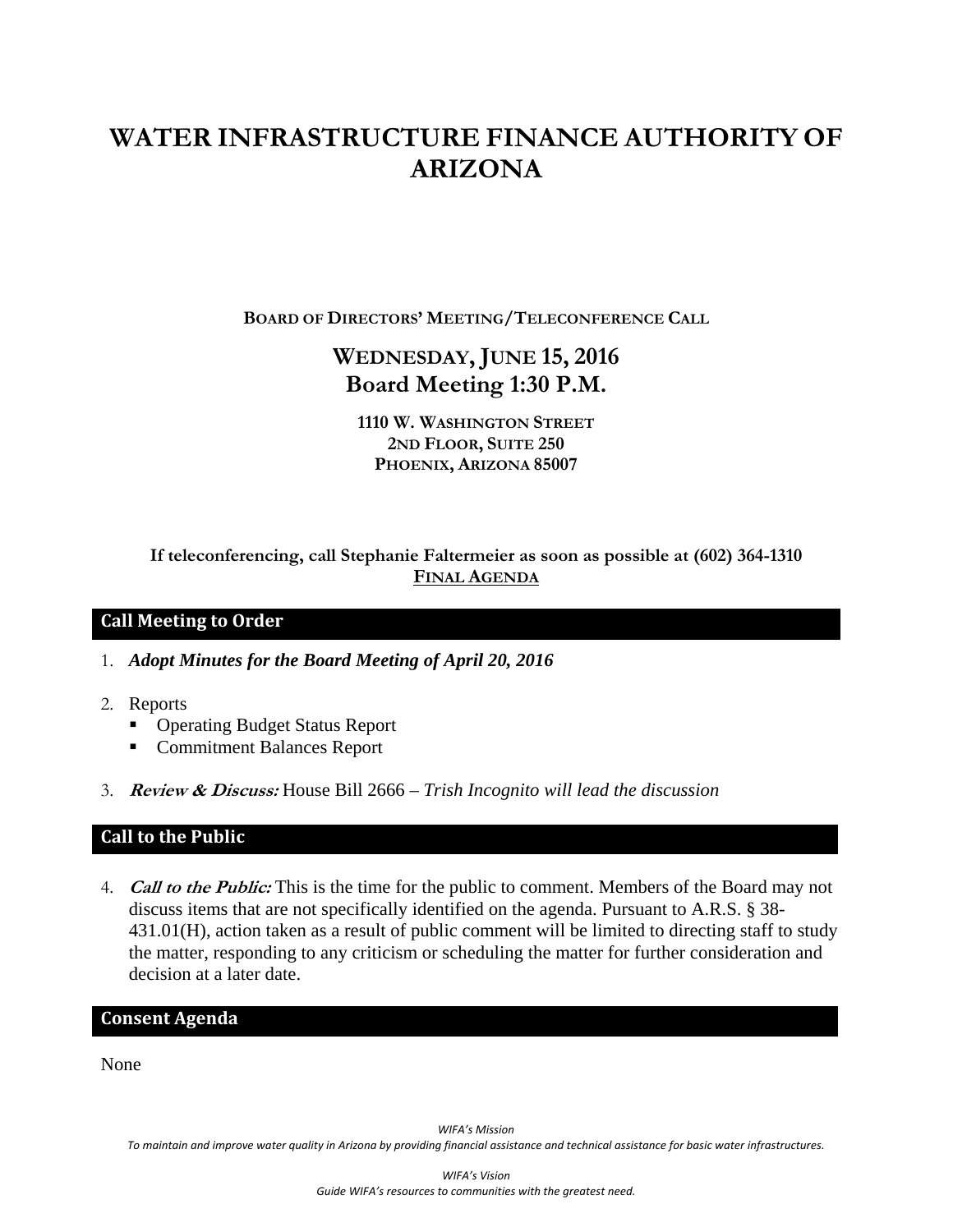# WATER INFRASTRUCTURE FINANCE AUTHORITY OF ARIZONA

**BOARD OF DIRECTORS' MEETING/TELECONFERENCE CALL**

## WEDNESDAY, JUNE 15, 2016
## Board Meeting 1:30 P.M.

**1110 W. WASHINGTON STREET**
**2ND FLOOR, SUITE 250**
**PHOENIX, ARIZONA 85007**

**If teleconferencing, call Stephanie Faltermeier as soon as possible at (602) 364-1310**

**FINAL AGENDA**

### Call Meeting to Order

1. ***Adopt Minutes for the Board Meeting of April 20, 2016***

2. Reports
   - Operating Budget Status Report
   - Commitment Balances Report

3. ***Review & Discuss:*** House Bill 2666 – *Trish Incognito will lead the discussion*

### Call to the Public

4. ***Call to the Public:*** This is the time for the public to comment. Members of the Board may not discuss items that are not specifically identified on the agenda. Pursuant to A.R.S. § 38-431.01(H), action taken as a result of public comment will be limited to directing staff to study the matter, responding to any criticism or scheduling the matter for further consideration and decision at a later date.

### Consent Agenda

None

*WIFA's Mission*
*To maintain and improve water quality in Arizona by providing financial assistance and technical assistance for basic water infrastructures.*

*WIFA's Vision*
*Guide WIFA's resources to communities with the greatest need.*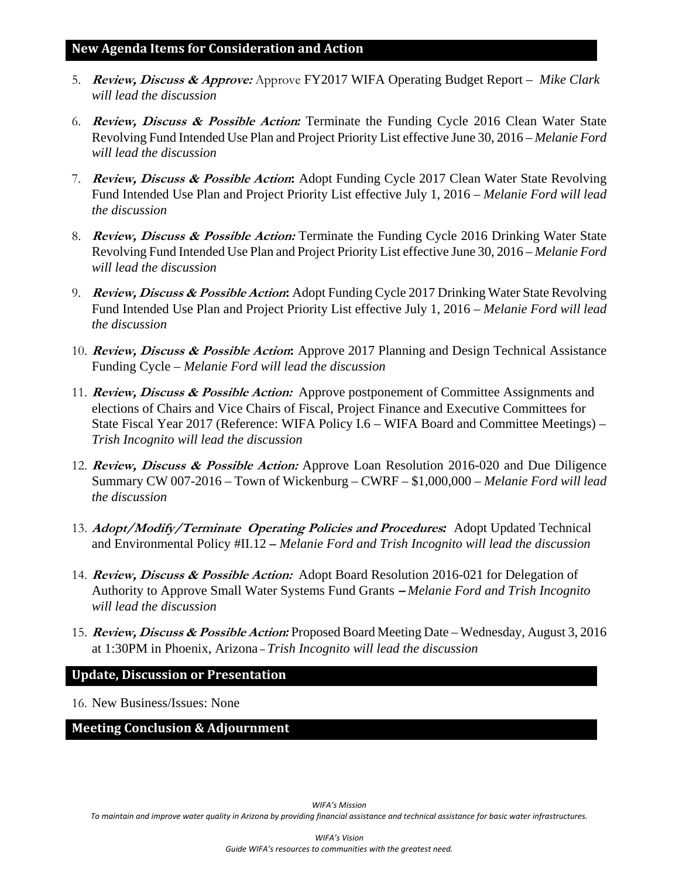## New Agenda Items for Consideration and Action

5. ***Review, Discuss & Approve:*** Approve FY2017 WIFA Operating Budget Report – *Mike Clark will lead the discussion*

6. ***Review, Discuss & Possible Action:*** Terminate the Funding Cycle 2016 Clean Water State Revolving Fund Intended Use Plan and Project Priority List effective June 30, 2016 – *Melanie Ford will lead the discussion*

7. ***Review, Discuss & Possible Action*:** Adopt Funding Cycle 2017 Clean Water State Revolving Fund Intended Use Plan and Project Priority List effective July 1, 2016 – *Melanie Ford will lead the discussion*

8. ***Review, Discuss & Possible Action:*** Terminate the Funding Cycle 2016 Drinking Water State Revolving Fund Intended Use Plan and Project Priority List effective June 30, 2016 – *Melanie Ford will lead the discussion*

9. ***Review, Discuss & Possible Action*:** Adopt Funding Cycle 2017 Drinking Water State Revolving Fund Intended Use Plan and Project Priority List effective July 1, 2016 – *Melanie Ford will lead the discussion*

10. ***Review, Discuss & Possible Action*:** Approve 2017 Planning and Design Technical Assistance Funding Cycle – *Melanie Ford will lead the discussion*

11. ***Review, Discuss & Possible Action:*** Approve postponement of Committee Assignments and elections of Chairs and Vice Chairs of Fiscal, Project Finance and Executive Committees for State Fiscal Year 2017 (Reference: WIFA Policy I.6 – WIFA Board and Committee Meetings) – *Trish Incognito will lead the discussion*

12. ***Review, Discuss & Possible Action:*** Approve Loan Resolution 2016-020 and Due Diligence Summary CW 007-2016 – Town of Wickenburg – CWRF – $1,000,000 – *Melanie Ford will lead the discussion*

13. ***Adopt/Modify/Terminate Operating Policies and Procedures:*** Adopt Updated Technical and Environmental Policy #II.12 **–** *Melanie Ford and Trish Incognito will lead the discussion*

14. ***Review, Discuss & Possible Action:*** Adopt Board Resolution 2016-021 for Delegation of Authority to Approve Small Water Systems Fund Grants **–** *Melanie Ford and Trish Incognito will lead the discussion*

15. ***Review, Discuss & Possible Action:*** Proposed Board Meeting Date – Wednesday, August 3, 2016 at 1:30PM in Phoenix, Arizona – *Trish Incognito will lead the discussion*

## Update, Discussion or Presentation

16. New Business/Issues: None

## Meeting Conclusion & Adjournment

*WIFA's Mission*
*To maintain and improve water quality in Arizona by providing financial assistance and technical assistance for basic water infrastructures.*

*WIFA's Vision*
*Guide WIFA's resources to communities with the greatest need.*